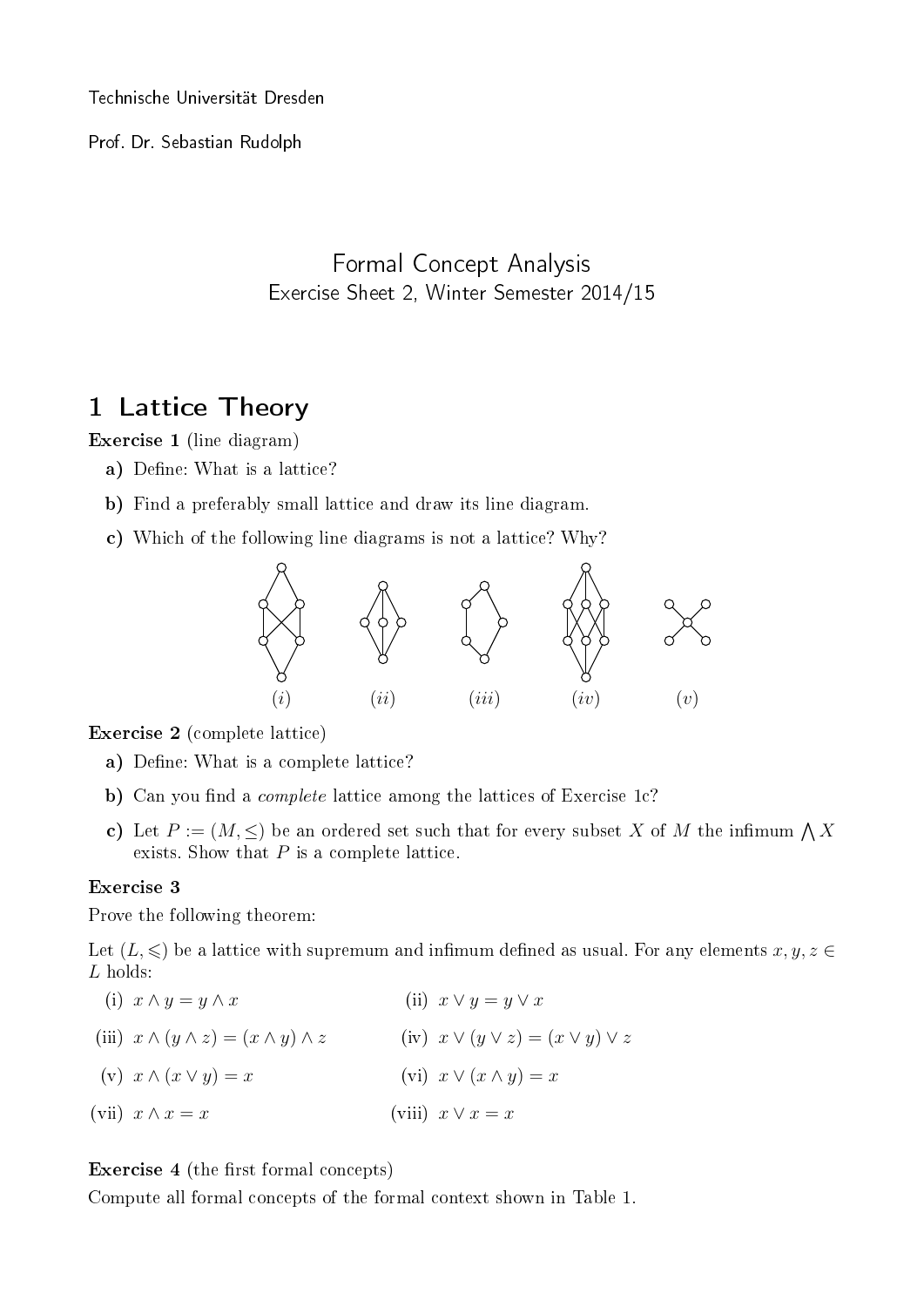Technische Universität Dresden

Prof. Dr. Sebastian Rudolph

# Formal Concept Analysis

Exercise Sheet 2, Winter Semester 2014/15

## 1 Lattice Theory

**Exercise 1** (line diagram)

**a)** Define: What is a lattice?

**b)** Find a preferably small lattice and draw its line diagram.

**c)** Which of the following line diagrams is not a lattice? Why?

$(i)$ $(ii)$ $(iii)$ $(iv)$ $(v)$

**Exercise 2** (complete lattice)

**a)** Define: What is a complete lattice?

**b)** Can you find a *complete* lattice among the lattices of Exercise 1c?

**c)** Let $P := (M, \leq)$ be an ordered set such that for every subset $X$ of $M$ the infimum $\bigwedge X$ exists. Show that $P$ is a complete lattice.

**Exercise 3**

Prove the following theorem:

Let $(L, \leqslant)$ be a lattice with supremum and infimum defined as usual. For any elements $x, y, z \in L$ holds:

(i) $x \wedge y = y \wedge x$

(ii) $x \vee y = y \vee x$

(iii) $x \wedge (y \wedge z) = (x \wedge y) \wedge z$

(iv) $x \vee (y \vee z) = (x \vee y) \vee z$

(v) $x \wedge (x \vee y) = x$

(vi) $x \vee (x \wedge y) = x$

(vii) $x \wedge x = x$

(viii) $x \vee x = x$

**Exercise 4** (the first formal concepts)

Compute all formal concepts of the formal context shown in Table 1.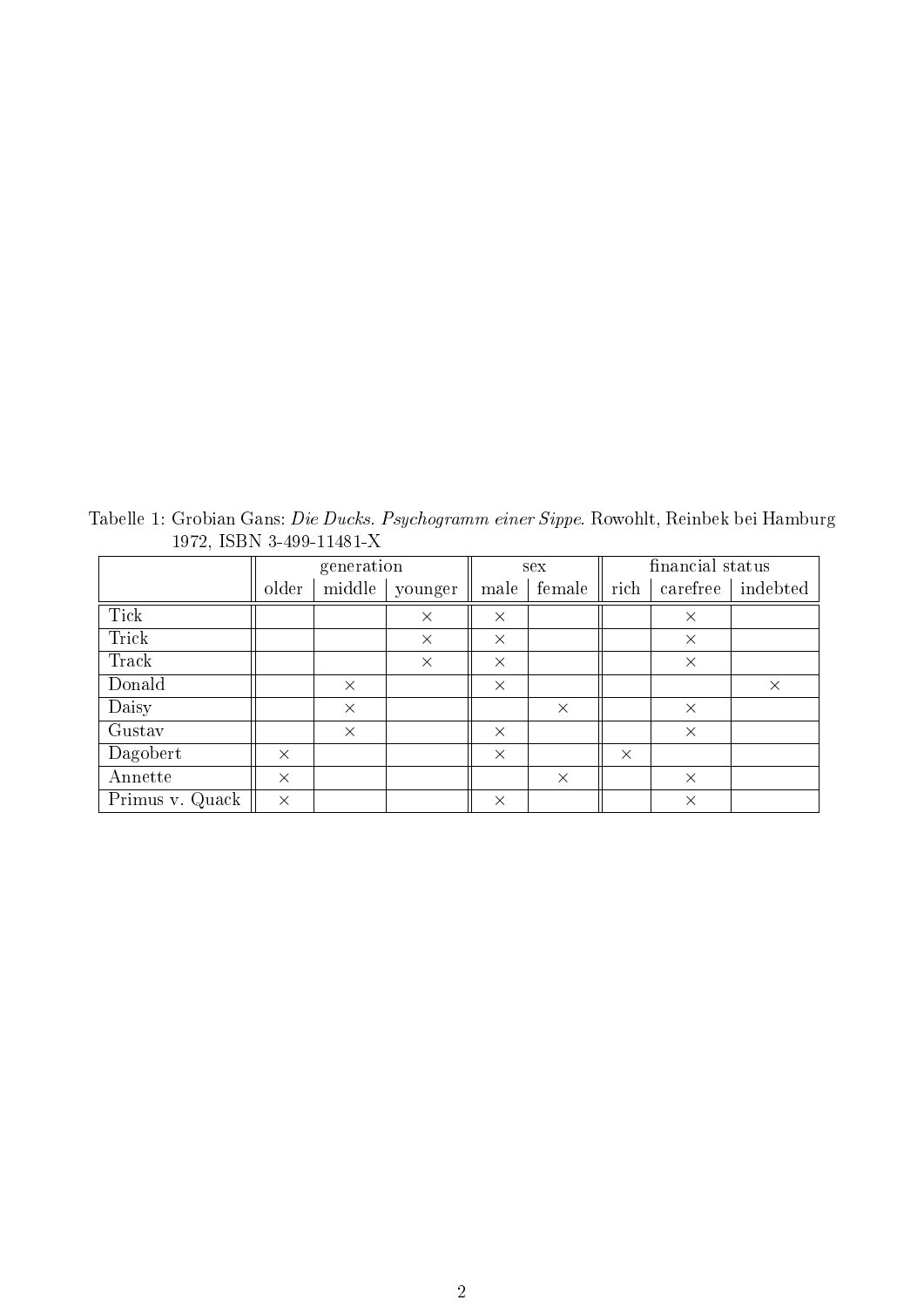Tabelle 1: Grobian Gans: *Die Ducks. Psychogramm einer Sippe*. Rowohlt, Reinbek bei Hamburg 1972, ISBN 3-499-11481-X

| | generation | | | sex | | financial status | | |
|---|---|---|---|---|---|---|---|---|
| | older | middle | younger | male | female | rich | carefree | indebted |
| Tick | | | × | × | | | × | |
| Trick | | | × | × | | | × | |
| Track | | | × | × | | | × | |
| Donald | | × | | × | | | | × |
| Daisy | | × | | | × | | × | |
| Gustav | | × | | × | | | × | |
| Dagobert | × | | | × | | × | | |
| Annette | × | | | | × | | × | |
| Primus v. Quack | × | | | × | | | × | |